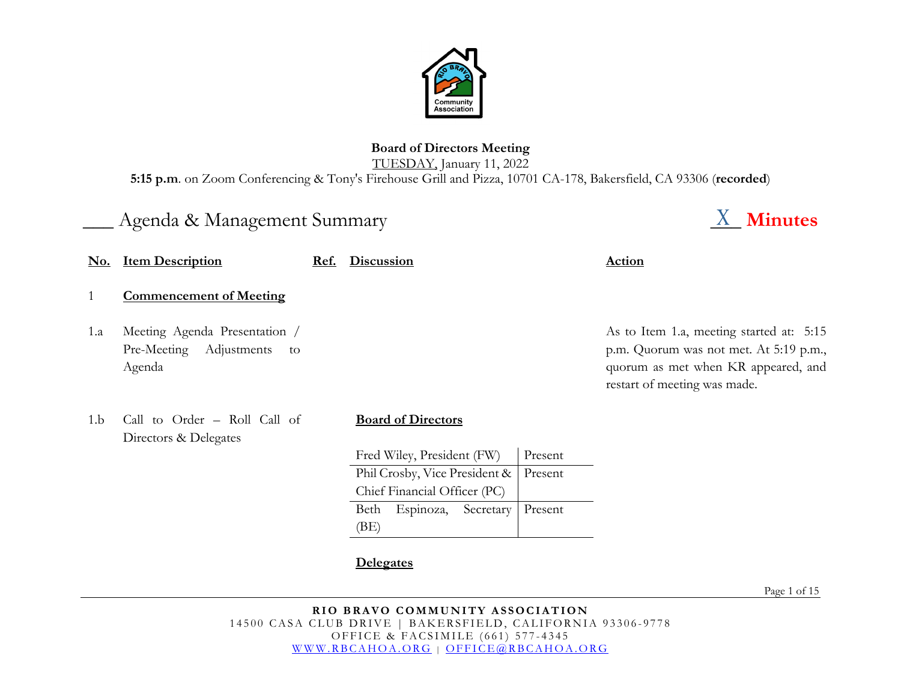**Board of Directors Meeting**
TUESDAY, January 11, 2022
**5:15 p.m**. on Zoom Conferencing & Tony's Firehouse Grill and Pizza, 10701 CA-178, Bakersfield, CA 93306 (**recorded**)

___ Agenda & Management Summary　　　　_X_ **Minutes**

| No. | Item Description | Ref. | Discussion | Action |
|---|---|---|---|---|
| 1 | **Commencement of Meeting** | | | |
| 1.a | Meeting Agenda Presentation / Pre-Meeting Adjustments to Agenda | | | As to Item 1.a, meeting started at: 5:15 p.m. Quorum was not met. At 5:19 p.m., quorum as met when KR appeared, and restart of meeting was made. |
| 1.b | Call to Order – Roll Call of Directors & Delegates | | **Board of Directors** | |

| Board of Directors | |
|---|---|
| Fred Wiley, President (FW) | Present |
| Phil Crosby, Vice President & Chief Financial Officer (PC) | Present |
| Beth Espinoza, Secretary (BE) | Present |

**Delegates**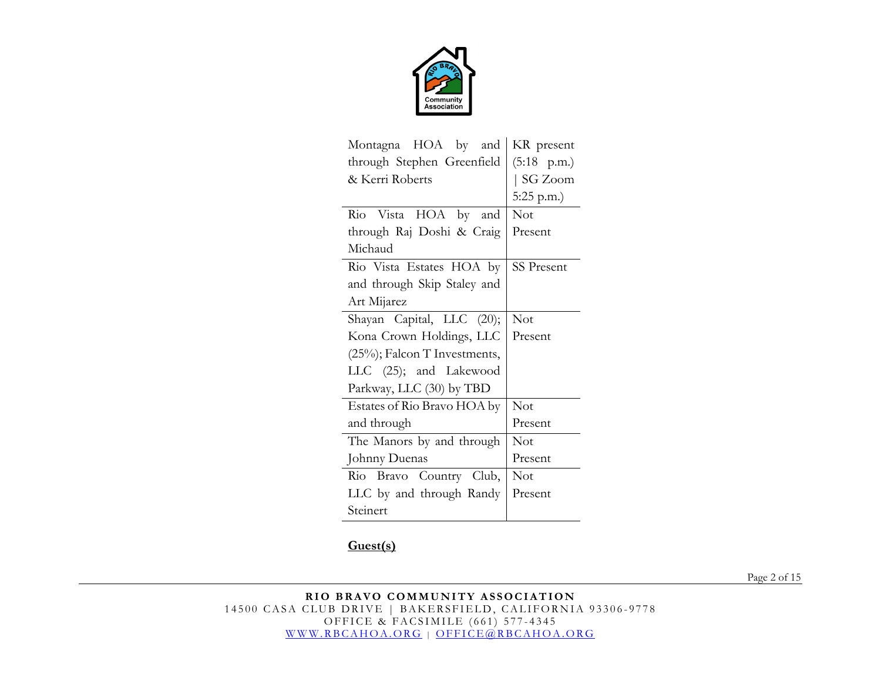| | |
|---|---|
| Montagna HOA by and through Stephen Greenfield & Kerri Roberts | KR present (5:18 p.m.) \| SG Zoom 5:25 p.m.) |
| Rio Vista HOA by and through Raj Doshi & Craig Michaud | Not Present |
| Rio Vista Estates HOA by and through Skip Staley and Art Mijarez | SS Present |
| Shayan Capital, LLC (20); Kona Crown Holdings, LLC (25%); Falcon T Investments, LLC (25); and Lakewood Parkway, LLC (30) by TBD | Not Present |
| Estates of Rio Bravo HOA by and through | Not Present |
| The Manors by and through Johnny Duenas | Not Present |
| Rio Bravo Country Club, LLC by and through Randy Steinert | Not Present |

**Guest(s)**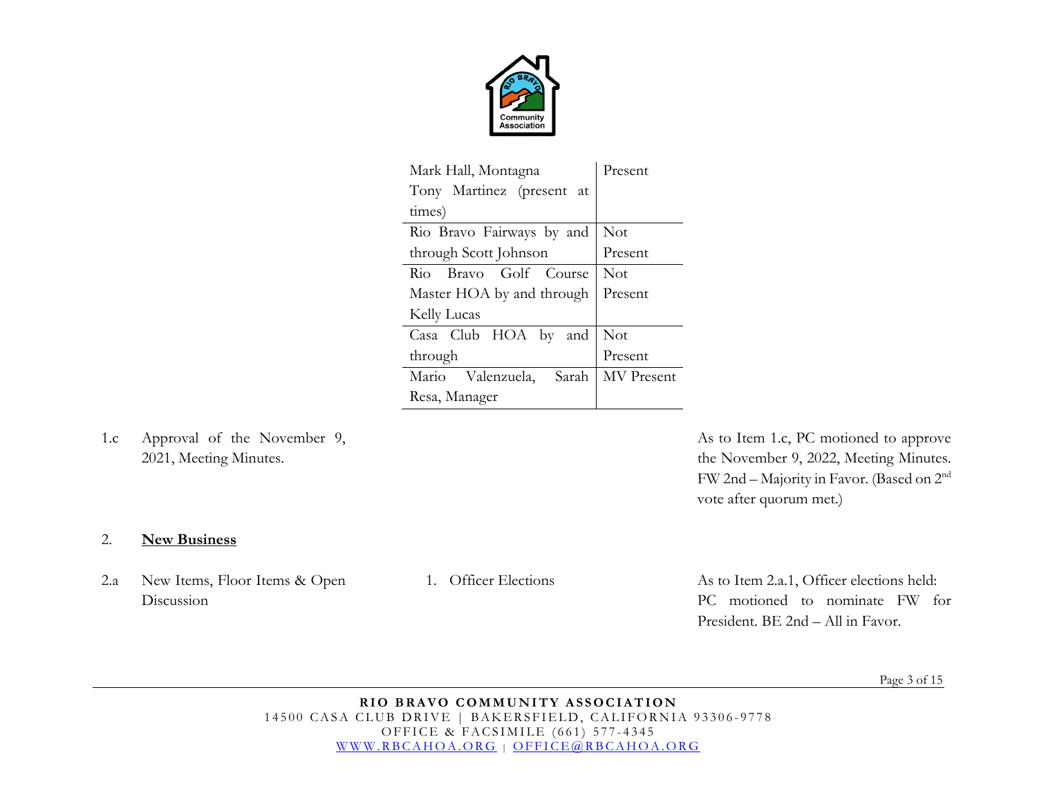| | |
|---|---|
| Mark Hall, Montagna<br>Tony Martinez (present at times) | Present |
| Rio Bravo Fairways by and through Scott Johnson | Not Present |
| Rio Bravo Golf Course Master HOA by and through Kelly Lucas | Not Present |
| Casa Club HOA by and through | Not Present |
| Mario Valenzuela, Sarah Resa, Manager | MV Present |

1.c Approval of the November 9, 2021, Meeting Minutes.

As to Item 1.c, PC motioned to approve the November 9, 2022, Meeting Minutes. FW 2nd – Majority in Favor. (Based on 2nd vote after quorum met.)

2. **New Business**

2.a New Items, Floor Items & Open Discussion

1. Officer Elections

As to Item 2.a.1, Officer elections held: PC motioned to nominate FW for President. BE 2nd – All in Favor.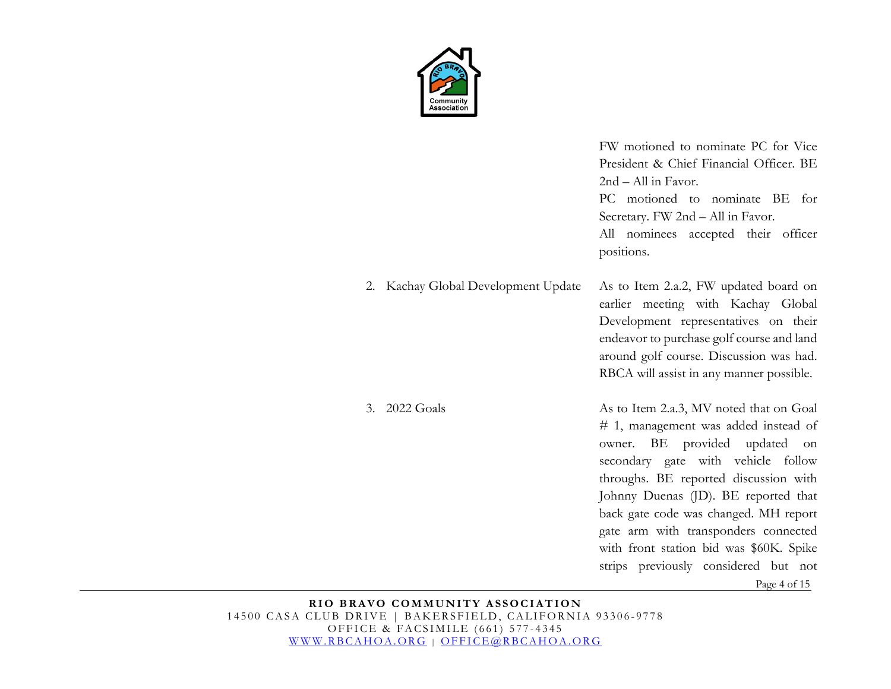FW motioned to nominate PC for Vice President & Chief Financial Officer. BE 2nd – All in Favor.
PC motioned to nominate BE for Secretary. FW 2nd – All in Favor.
All nominees accepted their officer positions.

| | |
|---|---|
| 2. Kachay Global Development Update | As to Item 2.a.2, FW updated board on earlier meeting with Kachay Global Development representatives on their endeavor to purchase golf course and land around golf course. Discussion was had. RBCA will assist in any manner possible. |
| 3. 2022 Goals | As to Item 2.a.3, MV noted that on Goal # 1, management was added instead of owner. BE provided updated on secondary gate with vehicle follow throughs. BE reported discussion with Johnny Duenas (JD). BE reported that back gate code was changed. MH report gate arm with transponders connected with front station bid was $60K. Spike strips previously considered but not |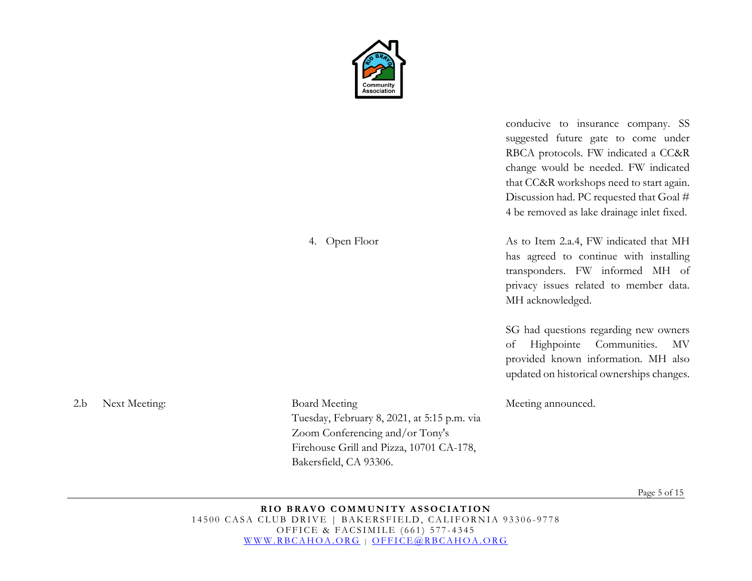| | | | |
|---|---|---|---|
| | | | conducive to insurance company. SS suggested future gate to come under RBCA protocols. FW indicated a CC&R change would be needed. FW indicated that CC&R workshops need to start again. Discussion had. PC requested that Goal # 4 be removed as lake drainage inlet fixed. |
| | | 4. Open Floor | As to Item 2.a.4, FW indicated that MH has agreed to continue with installing transponders. FW informed MH of privacy issues related to member data. MH acknowledged.<br><br>SG had questions regarding new owners of Highpointe Communities. MV provided known information. MH also updated on historical ownerships changes. |
| 2.b | Next Meeting: | Board Meeting<br>Tuesday, February 8, 2021, at 5:15 p.m. via Zoom Conferencing and/or Tony's Firehouse Grill and Pizza, 10701 CA-178, Bakersfield, CA 93306. | Meeting announced. |

**RIO BRAVO COMMUNITY ASSOCIATION**
14500 CASA CLUB DRIVE | BAKERSFIELD, CALIFORNIA 93306-9778
OFFICE & FACSIMILE (661) 577-4345
WWW.RBCAHOA.ORG | OFFICE@RBCAHOA.ORG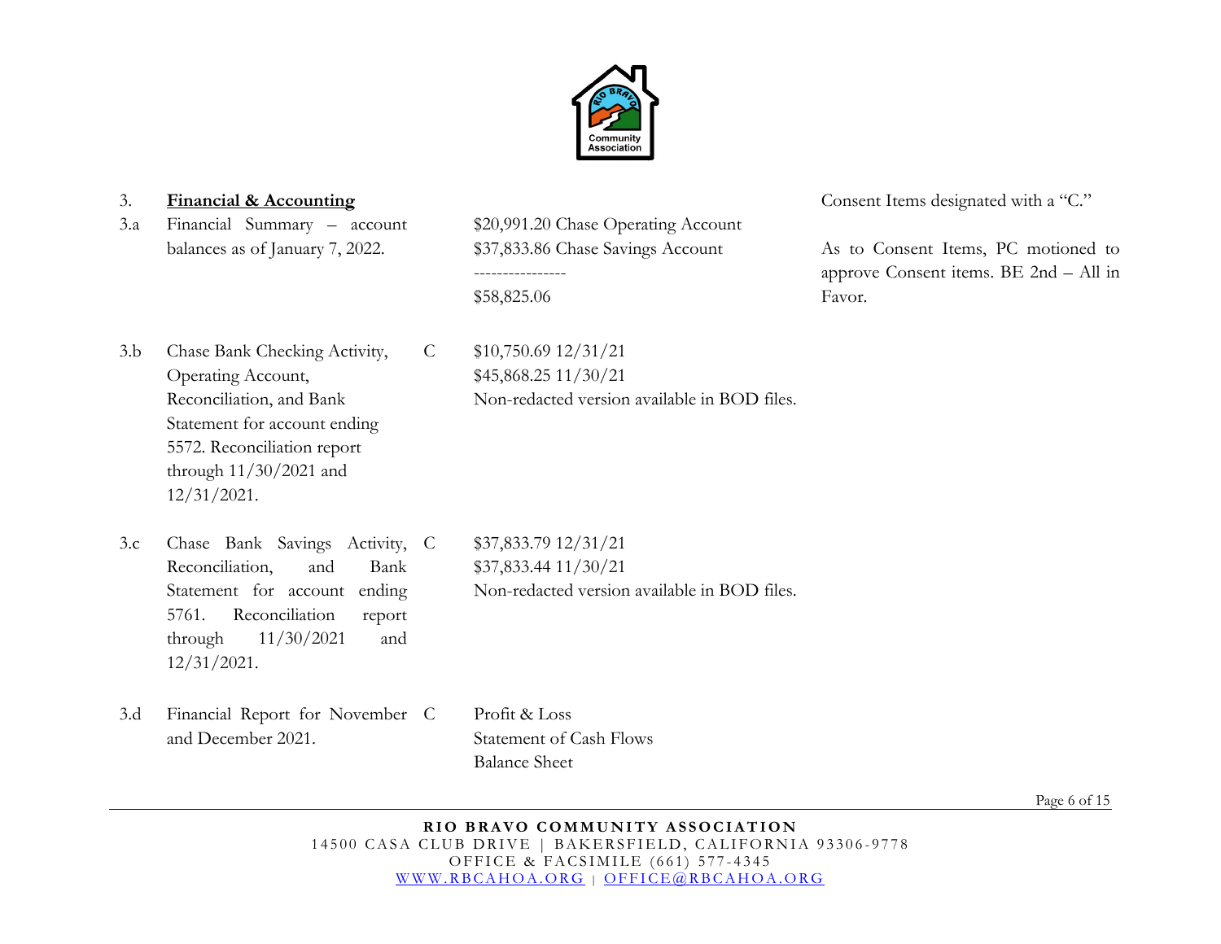| | | | | |
|---|---|---|---|---|
| 3. | **Financial & Accounting** | | | Consent Items designated with a "C." |
| 3.a | Financial Summary – account balances as of January 7, 2022. | | $20,991.20 Chase Operating Account<br>$37,833.86 Chase Savings Account<br>----------------<br>$58,825.06 | As to Consent Items, PC motioned to approve Consent items. BE 2nd – All in Favor. |
| 3.b | Chase Bank Checking Activity, Operating Account, Reconciliation, and Bank Statement for account ending 5572. Reconciliation report through 11/30/2021 and 12/31/2021. | C | $10,750.69 12/31/21<br>$45,868.25 11/30/21<br>Non-redacted version available in BOD files. | |
| 3.c | Chase Bank Savings Activity, Reconciliation, and Bank Statement for account ending 5761. Reconciliation report through 11/30/2021 and 12/31/2021. | C | $37,833.79 12/31/21<br>$37,833.44 11/30/21<br>Non-redacted version available in BOD files. | |
| 3.d | Financial Report for November and December 2021. | C | Profit & Loss<br>Statement of Cash Flows<br>Balance Sheet | |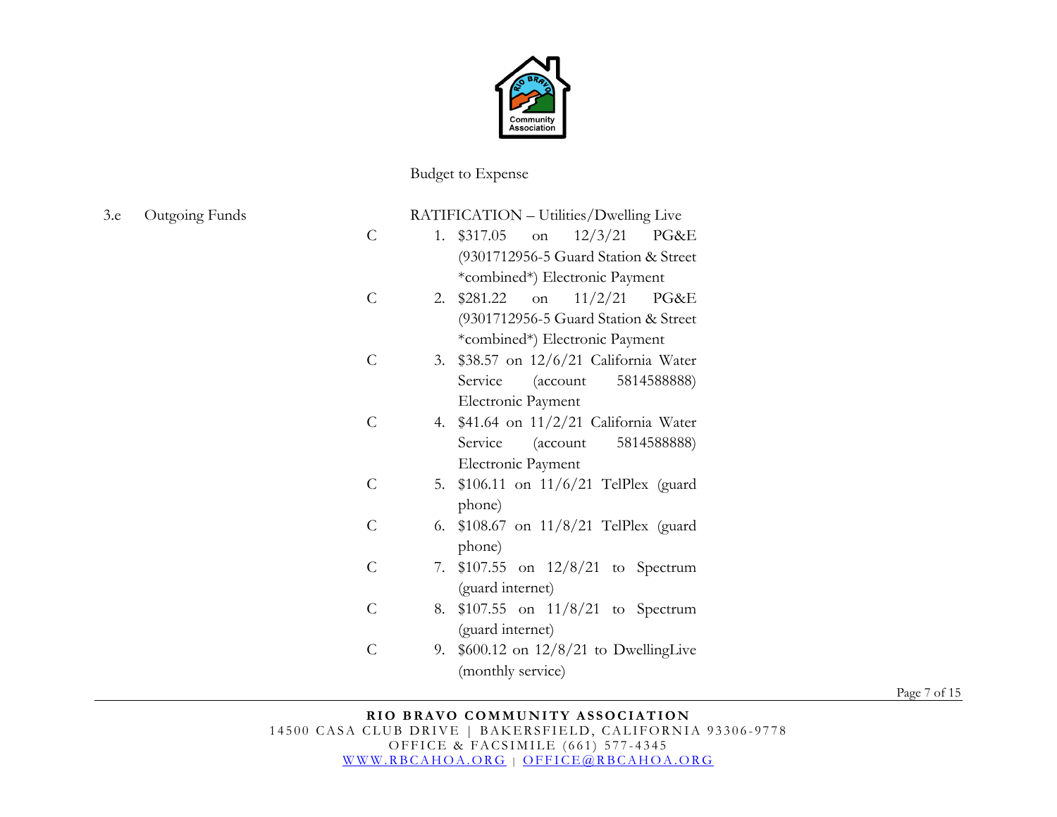Budget to Expense

3.e Outgoing Funds

RATIFICATION – Utilities/Dwelling Live

C 1. $317.05 on 12/3/21 PG&E (9301712956-5 Guard Station & Street *combined*) Electronic Payment

C 2. $281.22 on 11/2/21 PG&E (9301712956-5 Guard Station & Street *combined*) Electronic Payment

C 3. $38.57 on 12/6/21 California Water Service (account 5814588888) Electronic Payment

C 4. $41.64 on 11/2/21 California Water Service (account 5814588888) Electronic Payment

C 5. $106.11 on 11/6/21 TelPlex (guard phone)

C 6. $108.67 on 11/8/21 TelPlex (guard phone)

C 7. $107.55 on 12/8/21 to Spectrum (guard internet)

C 8. $107.55 on 11/8/21 to Spectrum (guard internet)

C 9. $600.12 on 12/8/21 to DwellingLive (monthly service)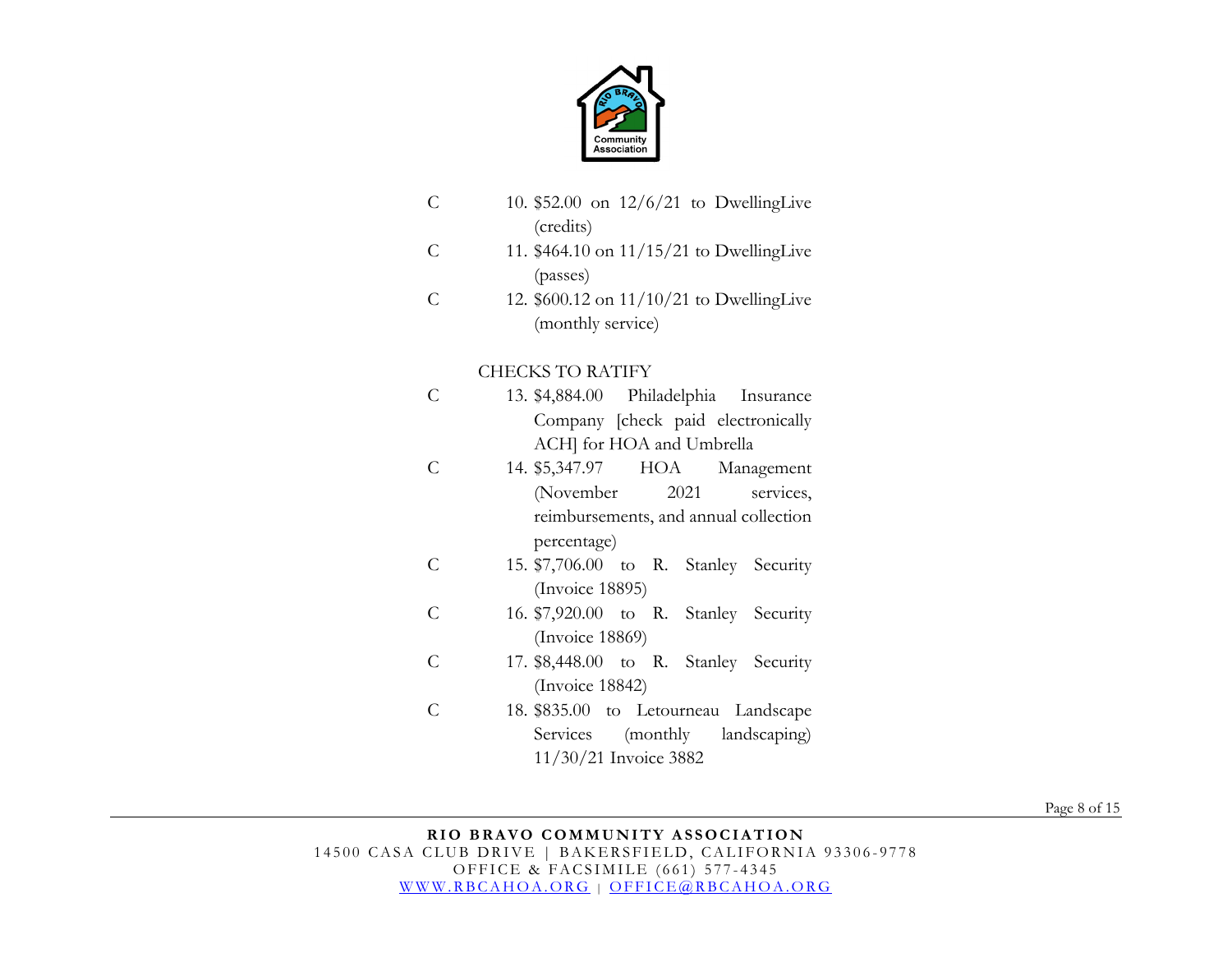C 10. $52.00 on 12/6/21 to DwellingLive (credits)

C 11. $464.10 on 11/15/21 to DwellingLive (passes)

C 12. $600.12 on 11/10/21 to DwellingLive (monthly service)

CHECKS TO RATIFY

C 13. $4,884.00 Philadelphia Insurance Company [check paid electronically ACH] for HOA and Umbrella

C 14. $5,347.97 HOA Management (November 2021 services, reimbursements, and annual collection percentage)

C 15. $7,706.00 to R. Stanley Security (Invoice 18895)

C 16. $7,920.00 to R. Stanley Security (Invoice 18869)

C 17. $8,448.00 to R. Stanley Security (Invoice 18842)

C 18. $835.00 to Letourneau Landscape Services (monthly landscaping) 11/30/21 Invoice 3882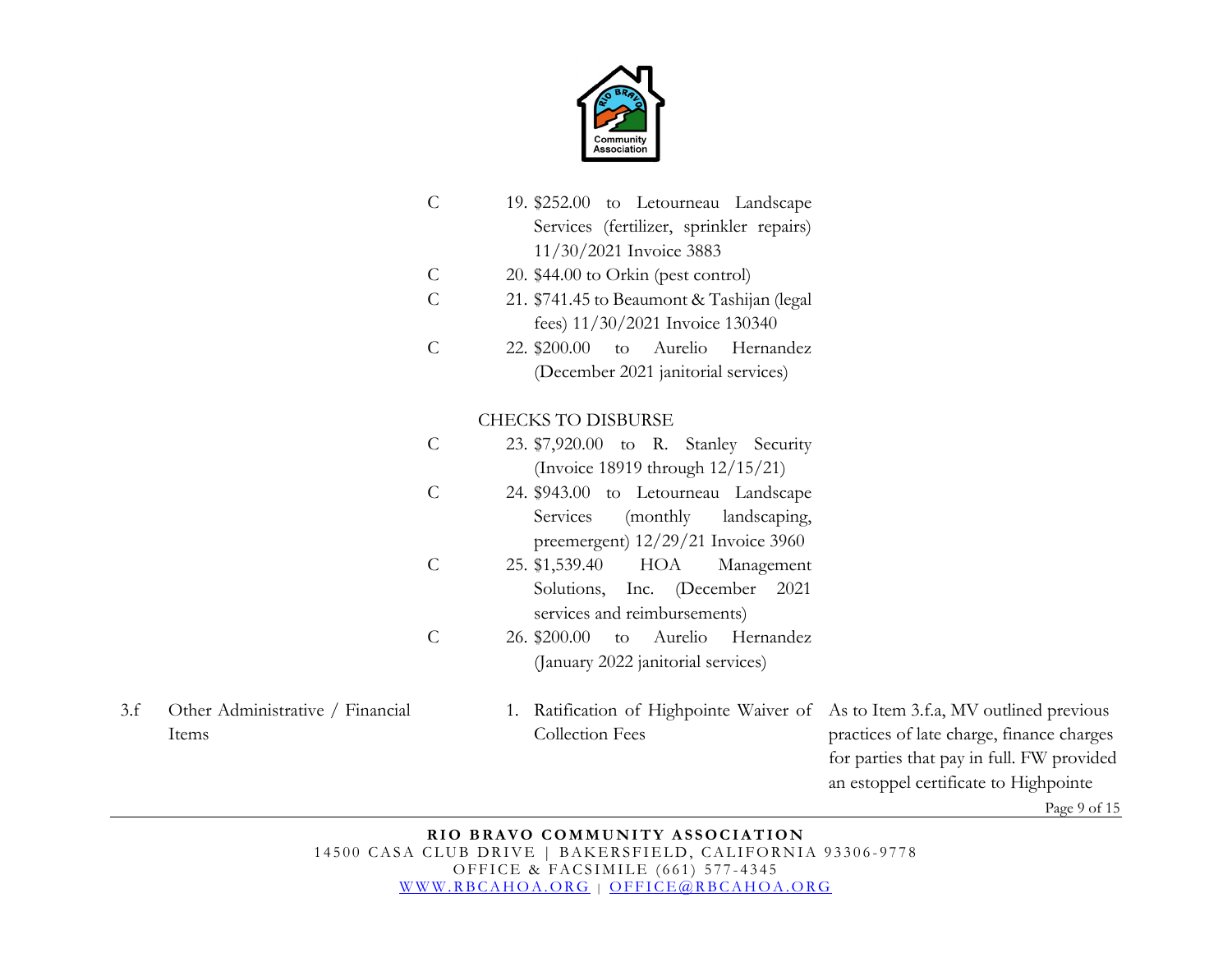| | | | | |
|---|---|---|---|---|
| | | C | 19. $252.00 to Letourneau Landscape Services (fertilizer, sprinkler repairs) 11/30/2021 Invoice 3883 | |
| | | C | 20. $44.00 to Orkin (pest control) | |
| | | C | 21. $741.45 to Beaumont & Tashijan (legal fees) 11/30/2021 Invoice 130340 | |
| | | C | 22. $200.00 to Aurelio Hernandez (December 2021 janitorial services) | |
| | | | CHECKS TO DISBURSE | |
| | | C | 23. $7,920.00 to R. Stanley Security (Invoice 18919 through 12/15/21) | |
| | | C | 24. $943.00 to Letourneau Landscape Services (monthly landscaping, preemergent) 12/29/21 Invoice 3960 | |
| | | C | 25. $1,539.40 HOA Management Solutions, Inc. (December 2021 services and reimbursements) | |
| | | C | 26. $200.00 to Aurelio Hernandez (January 2022 janitorial services) | |
| 3.f | Other Administrative / Financial Items | | 1. Ratification of Highpointe Waiver of Collection Fees | As to Item 3.f.a, MV outlined previous practices of late charge, finance charges for parties that pay in full. FW provided an estoppel certificate to Highpointe |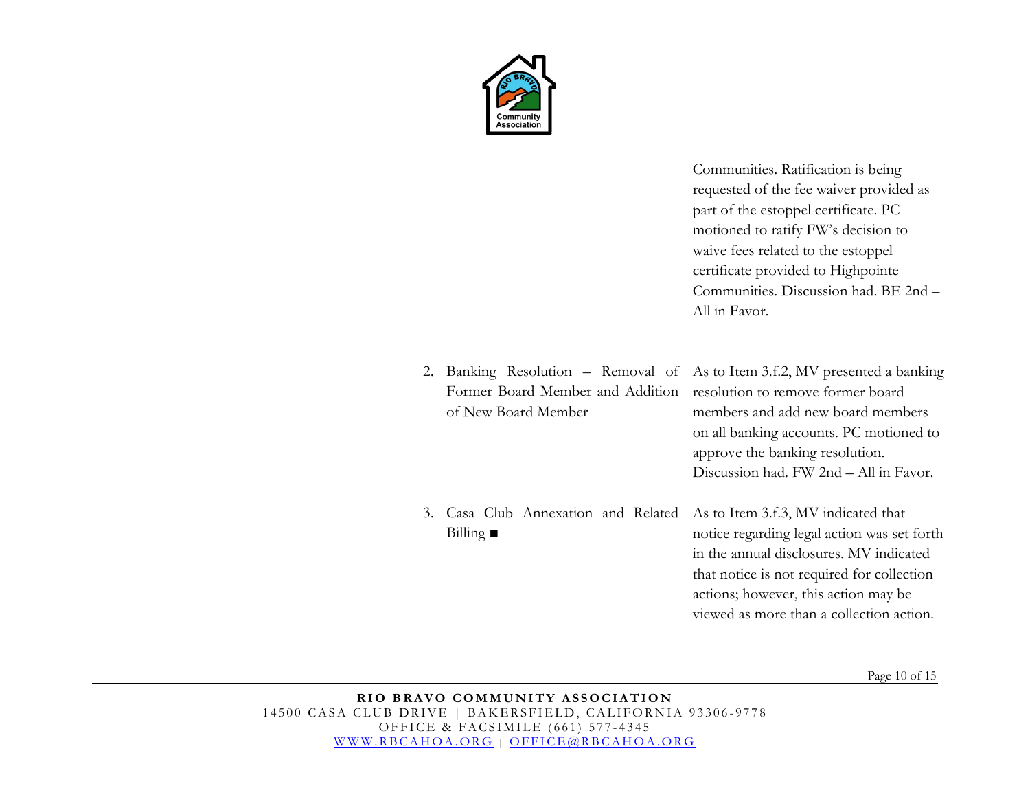| | |
|---|---|
| | Communities. Ratification is being requested of the fee waiver provided as part of the estoppel certificate. PC motioned to ratify FW's decision to waive fees related to the estoppel certificate provided to Highpointe Communities. Discussion had. BE 2nd – All in Favor. |
| 2. Banking Resolution – Removal of Former Board Member and Addition of New Board Member | As to Item 3.f.2, MV presented a banking resolution to remove former board members and add new board members on all banking accounts. PC motioned to approve the banking resolution. Discussion had. FW 2nd – All in Favor. |
| 3. Casa Club Annexation and Related Billing ■ | As to Item 3.f.3, MV indicated that notice regarding legal action was set forth in the annual disclosures. MV indicated that notice is not required for collection actions; however, this action may be viewed as more than a collection action. |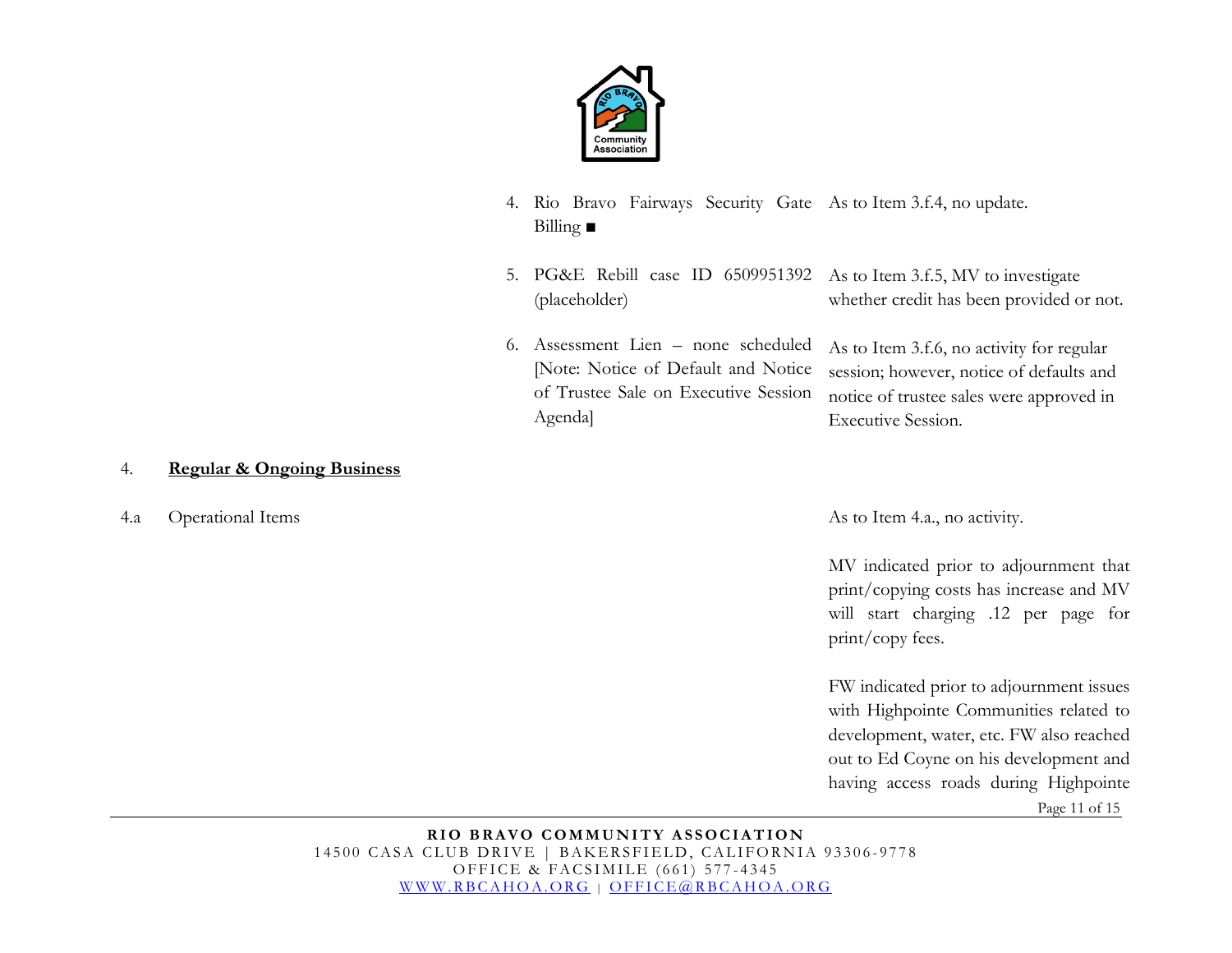| Item | Action |
| --- | --- |
| 4. Rio Bravo Fairways Security Gate Billing ■ | As to Item 3.f.4, no update. |
| 5. PG&E Rebill case ID 6509951392 (placeholder) | As to Item 3.f.5, MV to investigate whether credit has been provided or not. |
| 6. Assessment Lien – none scheduled [Note: Notice of Default and Notice of Trustee Sale on Executive Session Agenda] | As to Item 3.f.6, no activity for regular session; however, notice of defaults and notice of trustee sales were approved in Executive Session. |

4. **Regular & Ongoing Business**

4.a Operational Items

As to Item 4.a., no activity.

MV indicated prior to adjournment that print/copying costs has increase and MV will start charging .12 per page for print/copy fees.

FW indicated prior to adjournment issues with Highpointe Communities related to development, water, etc. FW also reached out to Ed Coyne on his development and having access roads during Highpointe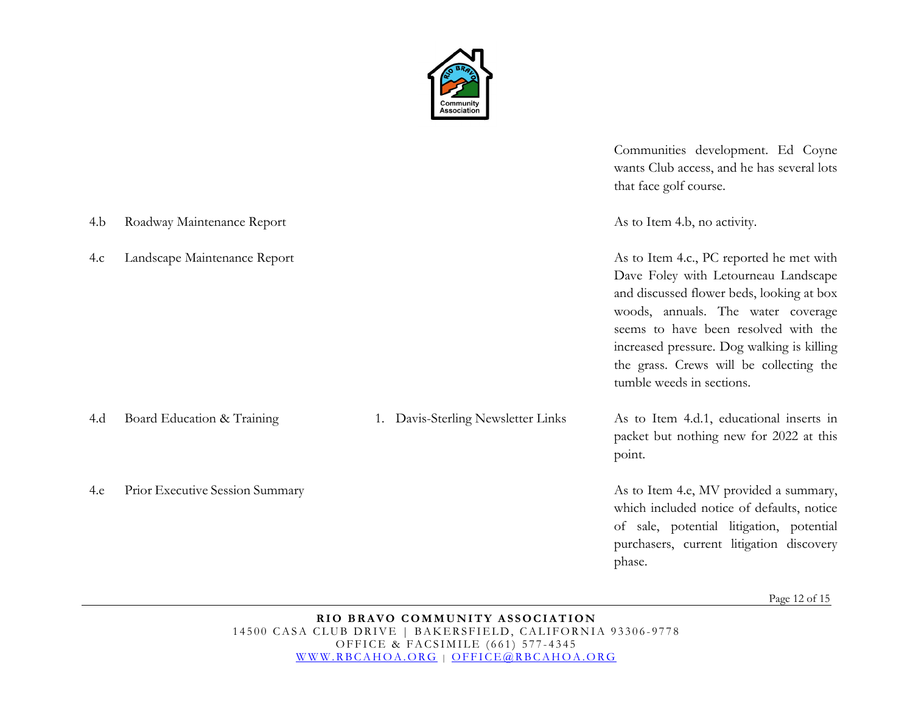| | | | |
|---|---|---|---|
| | | | Communities development. Ed Coyne wants Club access, and he has several lots that face golf course. |
| 4.b | Roadway Maintenance Report | | As to Item 4.b, no activity. |
| 4.c | Landscape Maintenance Report | | As to Item 4.c., PC reported he met with Dave Foley with Letourneau Landscape and discussed flower beds, looking at box woods, annuals. The water coverage seems to have been resolved with the increased pressure. Dog walking is killing the grass. Crews will be collecting the tumble weeds in sections. |
| 4.d | Board Education & Training | 1. Davis-Sterling Newsletter Links | As to Item 4.d.1, educational inserts in packet but nothing new for 2022 at this point. |
| 4.e | Prior Executive Session Summary | | As to Item 4.e, MV provided a summary, which included notice of defaults, notice of sale, potential litigation, potential purchasers, current litigation discovery phase. |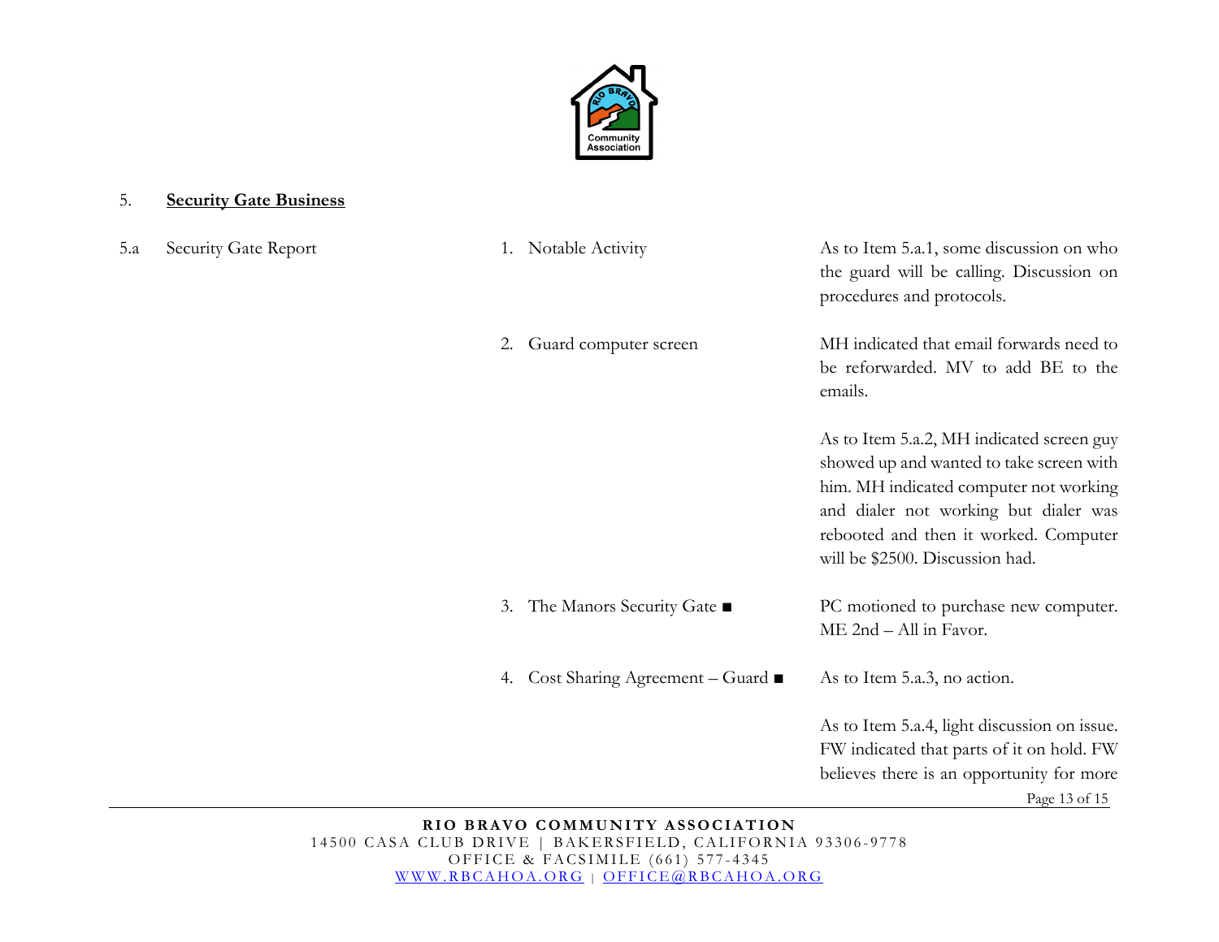5. **Security Gate Business**

| | | | |
|---|---|---|---|
| 5.a | Security Gate Report | 1. Notable Activity | As to Item 5.a.1, some discussion on who the guard will be calling. Discussion on procedures and protocols. |
| | | 2. Guard computer screen | MH indicated that email forwards need to be reforwarded. MV to add BE to the emails.<br><br>As to Item 5.a.2, MH indicated screen guy showed up and wanted to take screen with him. MH indicated computer not working and dialer not working but dialer was rebooted and then it worked. Computer will be $2500. Discussion had. |
| | | 3. The Manors Security Gate ■ | PC motioned to purchase new computer. ME 2nd – All in Favor. |
| | | 4. Cost Sharing Agreement – Guard ■ | As to Item 5.a.3, no action.<br><br>As to Item 5.a.4, light discussion on issue. FW indicated that parts of it on hold. FW believes there is an opportunity for more |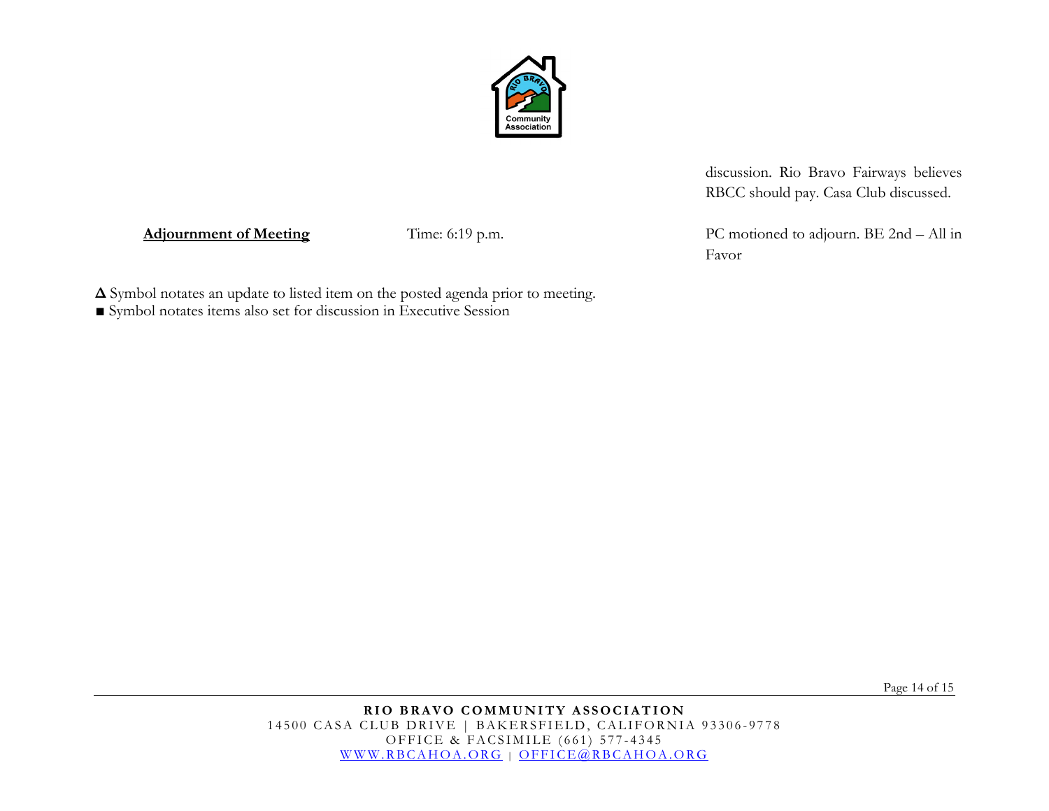| | | discussion. Rio Bravo Fairways believes RBCC should pay. Casa Club discussed. |
|---|---|---|
| **Adjournment of Meeting** | Time: 6:19 p.m. | PC motioned to adjourn. BE 2nd – All in Favor |

**Δ** Symbol notates an update to listed item on the posted agenda prior to meeting.

■ Symbol notates items also set for discussion in Executive Session

**RIO BRAVO COMMUNITY ASSOCIATION**
14500 CASA CLUB DRIVE | BAKERSFIELD, CALIFORNIA 93306-9778
OFFICE & FACSIMILE (661) 577-4345
WWW.RBCAHOA.ORG | OFFICE@RBCAHOA.ORG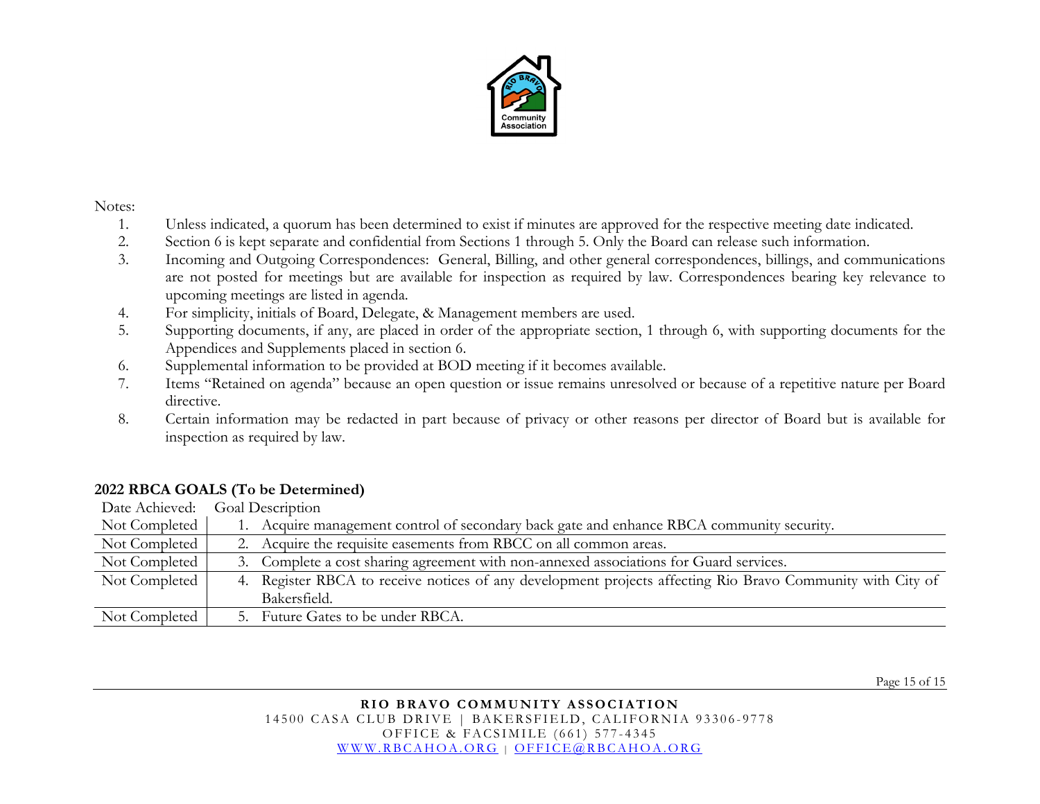Notes:

1. Unless indicated, a quorum has been determined to exist if minutes are approved for the respective meeting date indicated.
2. Section 6 is kept separate and confidential from Sections 1 through 5. Only the Board can release such information.
3. Incoming and Outgoing Correspondences: General, Billing, and other general correspondences, billings, and communications are not posted for meetings but are available for inspection as required by law. Correspondences bearing key relevance to upcoming meetings are listed in agenda.
4. For simplicity, initials of Board, Delegate, & Management members are used.
5. Supporting documents, if any, are placed in order of the appropriate section, 1 through 6, with supporting documents for the Appendices and Supplements placed in section 6.
6. Supplemental information to be provided at BOD meeting if it becomes available.
7. Items "Retained on agenda" because an open question or issue remains unresolved or because of a repetitive nature per Board directive.
8. Certain information may be redacted in part because of privacy or other reasons per director of Board but is available for inspection as required by law.

**2022 RBCA GOALS (To be Determined)**

| Date Achieved: | Goal Description |
|---|---|
| Not Completed | 1. Acquire management control of secondary back gate and enhance RBCA community security. |
| Not Completed | 2. Acquire the requisite easements from RBCC on all common areas. |
| Not Completed | 3. Complete a cost sharing agreement with non-annexed associations for Guard services. |
| Not Completed | 4. Register RBCA to receive notices of any development projects affecting Rio Bravo Community with City of Bakersfield. |
| Not Completed | 5. Future Gates to be under RBCA. |

**RIO BRAVO COMMUNITY ASSOCIATION**
14500 CASA CLUB DRIVE | BAKERSFIELD, CALIFORNIA 93306-9778
OFFICE & FACSIMILE (661) 577-4345
WWW.RBCAHOA.ORG | OFFICE@RBCAHOA.ORG